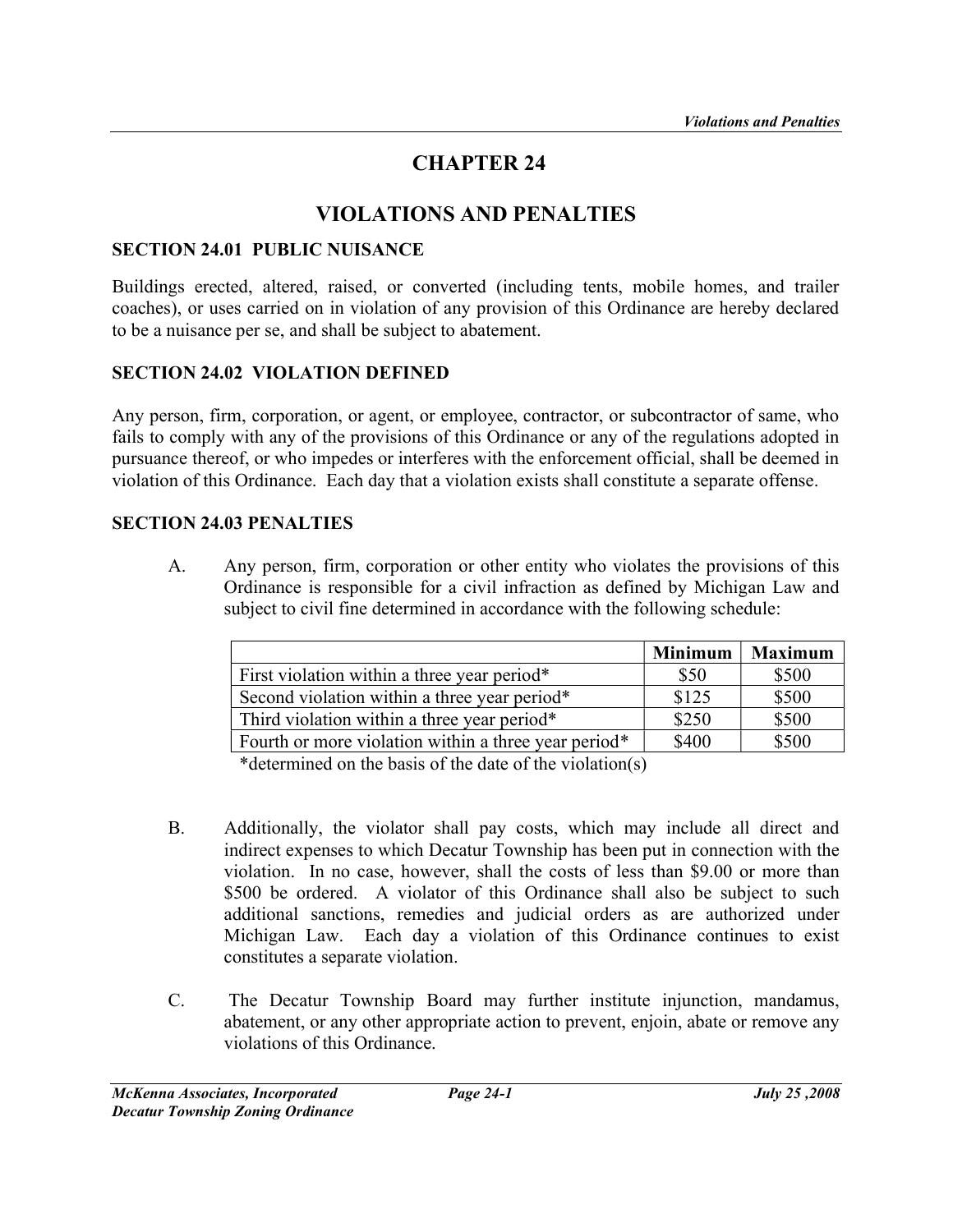# CHAPTER 24

# VIOLATIONS AND PENALTIES

### SECTION 24.01 PUBLIC NUISANCE

Buildings erected, altered, raised, or converted (including tents, mobile homes, and trailer coaches), or uses carried on in violation of any provision of this Ordinance are hereby declared to be a nuisance per se, and shall be subject to abatement.

### SECTION 24.02 VIOLATION DEFINED

Any person, firm, corporation, or agent, or employee, contractor, or subcontractor of same, who fails to comply with any of the provisions of this Ordinance or any of the regulations adopted in pursuance thereof, or who impedes or interferes with the enforcement official, shall be deemed in violation of this Ordinance. Each day that a violation exists shall constitute a separate offense.

### SECTION 24.03 PENALTIES

A. Any person, firm, corporation or other entity who violates the provisions of this Ordinance is responsible for a civil infraction as defined by Michigan Law and subject to civil fine determined in accordance with the following schedule:

| | Minimum | Maximum |
|---|---|---|
| First violation within a three year period* | $50 | $500 |
| Second violation within a three year period* | $125 | $500 |
| Third violation within a three year period* | $250 | $500 |
| Fourth or more violation within a three year period* | $400 | $500 |

*determined on the basis of the date of the violation(s)

B. Additionally, the violator shall pay costs, which may include all direct and indirect expenses to which Decatur Township has been put in connection with the violation. In no case, however, shall the costs of less than $9.00 or more than $500 be ordered. A violator of this Ordinance shall also be subject to such additional sanctions, remedies and judicial orders as are authorized under Michigan Law. Each day a violation of this Ordinance continues to exist constitutes a separate violation.

C. The Decatur Township Board may further institute injunction, mandamus, abatement, or any other appropriate action to prevent, enjoin, abate or remove any violations of this Ordinance.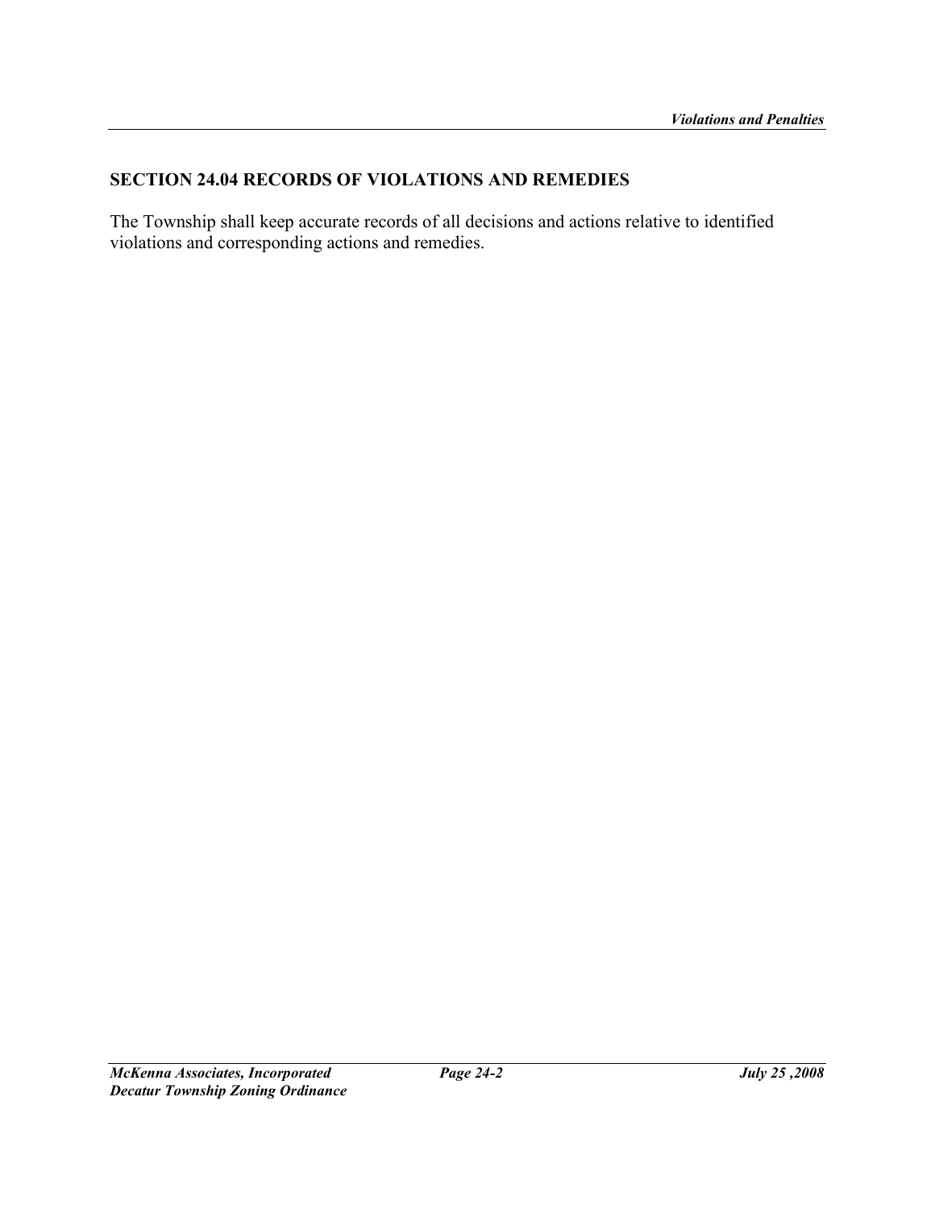## SECTION 24.04 RECORDS OF VIOLATIONS AND REMEDIES

The Township shall keep accurate records of all decisions and actions relative to identified violations and corresponding actions and remedies.